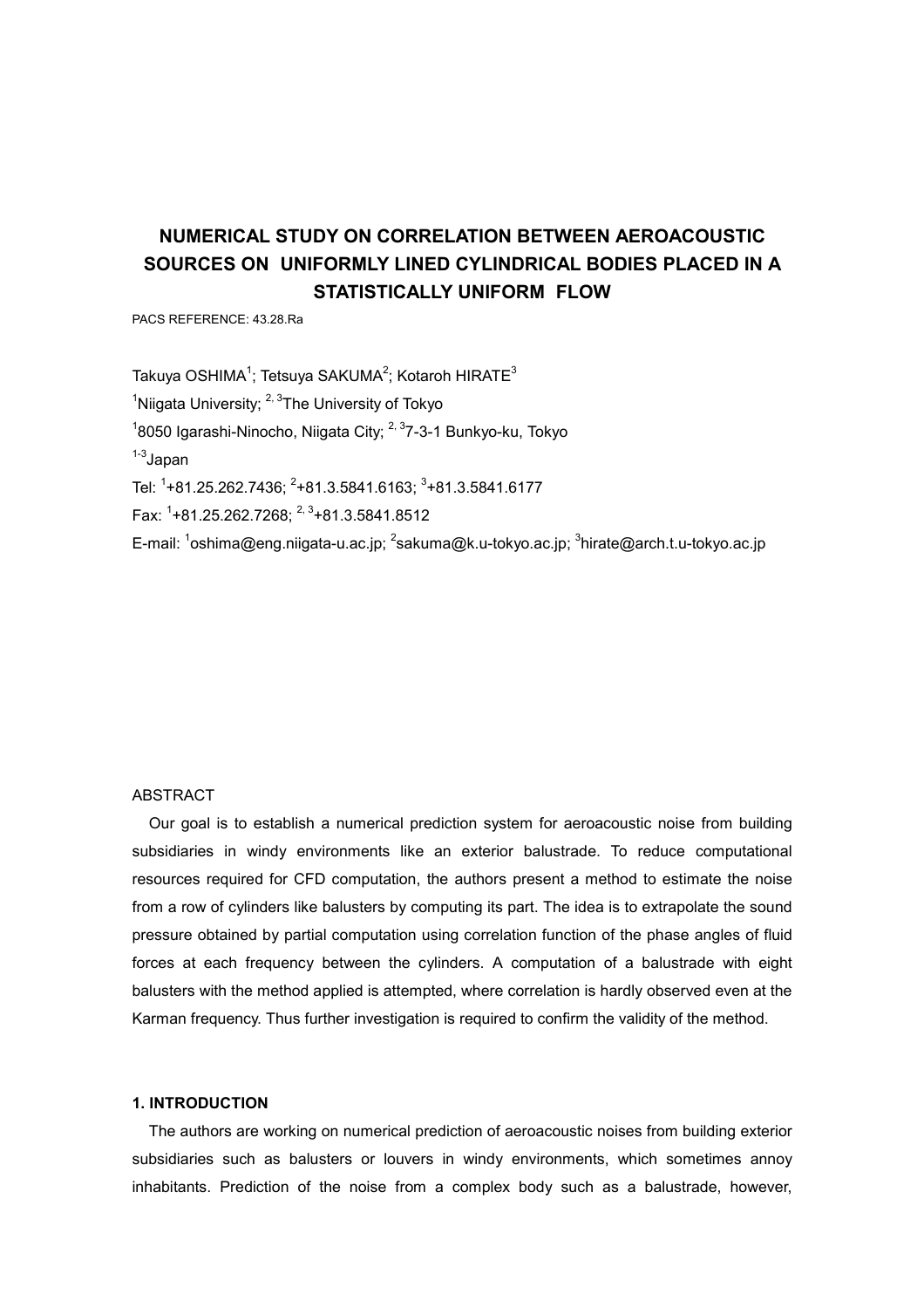# NUMERICAL STUDY ON CORRELATION BETWEEN AEROACOUSTIC SOURCES ON UNIFORMLY LINED CYLINDRICAL BODIES PLACED IN A STATISTICALLY UNIFORM FLOW

PACS REFERENCE: 43.28.Ra

Takuya OSHIMA[1]; Tetsuya SAKUMA[2]; Kotaroh HIRATE[3]

[1]Niigata University; [2, 3]The University of Tokyo

[1]8050 Igarashi-Ninocho, Niigata City; [2, 3]7-3-1 Bunkyo-ku, Tokyo

[1-3]Japan

Tel: [1]+81.25.262.7436; [2]+81.3.5841.6163; [3]+81.3.5841.6177

Fax: [1]+81.25.262.7268; [2, 3]+81.3.5841.8512

E-mail: [1]oshima@eng.niigata-u.ac.jp; [2]sakuma@k.u-tokyo.ac.jp; [3]hirate@arch.t.u-tokyo.ac.jp

ABSTRACT

Our goal is to establish a numerical prediction system for aeroacoustic noise from building subsidiaries in windy environments like an exterior balustrade. To reduce computational resources required for CFD computation, the authors present a method to estimate the noise from a row of cylinders like balusters by computing its part. The idea is to extrapolate the sound pressure obtained by partial computation using correlation function of the phase angles of fluid forces at each frequency between the cylinders. A computation of a balustrade with eight balusters with the method applied is attempted, where correlation is hardly observed even at the Karman frequency. Thus further investigation is required to confirm the validity of the method.

## 1. INTRODUCTION

The authors are working on numerical prediction of aeroacoustic noises from building exterior subsidiaries such as balusters or louvers in windy environments, which sometimes annoy inhabitants. Prediction of the noise from a complex body such as a balustrade, however,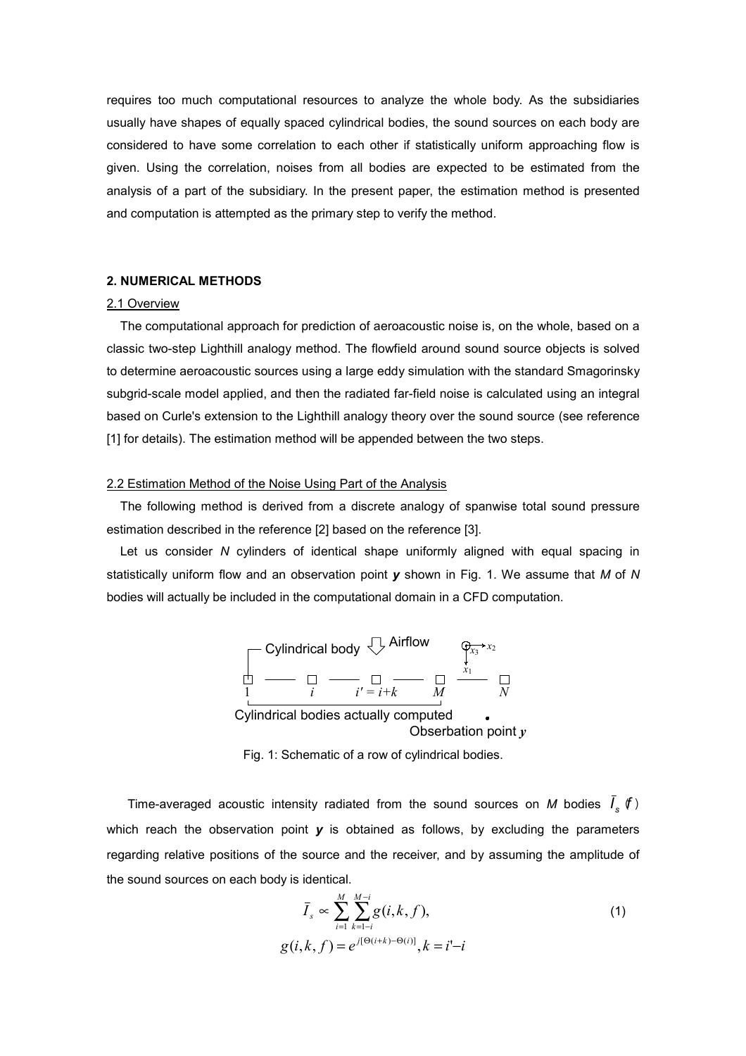requires too much computational resources to analyze the whole body. As the subsidiaries usually have shapes of equally spaced cylindrical bodies, the sound sources on each body are considered to have some correlation to each other if statistically uniform approaching flow is given. Using the correlation, noises from all bodies are expected to be estimated from the analysis of a part of the subsidiary. In the present paper, the estimation method is presented and computation is attempted as the primary step to verify the method.

## 2. NUMERICAL METHODS

### 2.1 Overview

The computational approach for prediction of aeroacoustic noise is, on the whole, based on a classic two-step Lighthill analogy method. The flowfield around sound source objects is solved to determine aeroacoustic sources using a large eddy simulation with the standard Smagorinsky subgrid-scale model applied, and then the radiated far-field noise is calculated using an integral based on Curle's extension to the Lighthill analogy theory over the sound source (see reference [1] for details). The estimation method will be appended between the two steps.

### 2.2 Estimation Method of the Noise Using Part of the Analysis

The following method is derived from a discrete analogy of spanwise total sound pressure estimation described in the reference [2] based on the reference [3].

Let us consider *N* cylinders of identical shape uniformly aligned with equal spacing in statistically uniform flow and an observation point ***y*** shown in Fig. 1. We assume that *M* of *N* bodies will actually be included in the computational domain in a CFD computation.

Cylindrical body Airflow $x_3$ $x_2$ $x_1$

1 $i$ $i' = i+k$ $M$ $N$

Cylindrical bodies actually computed

Obserbation point ***y***

Fig. 1: Schematic of a row of cylindrical bodies.

Time-averaged acoustic intensity radiated from the sound sources on *M* bodies $\bar{I}_s(f)$ which reach the observation point ***y*** is obtained as follows, by excluding the parameters regarding relative positions of the source and the receiver, and by assuming the amplitude of the sound sources on each body is identical.

$$\bar{I}_s \propto \sum_{i=1}^{M} \sum_{k=1-i}^{M-i} g(i,k,f), \tag{1}$$

$$g(i,k,f) = e^{j[\Theta(i+k)-\Theta(i)]}, k = i' - i$$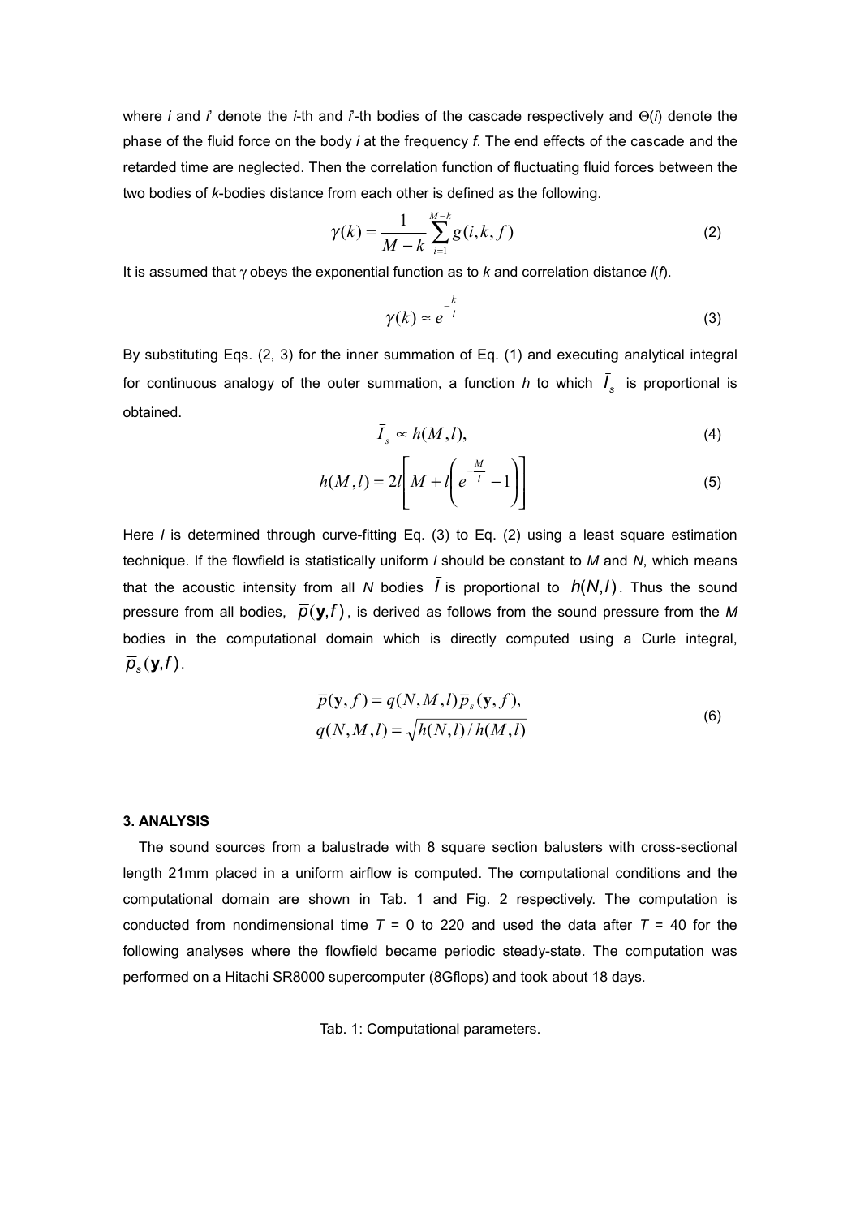where $i$ and $i'$ denote the $i$-th and $i'$-th bodies of the cascade respectively and $\Theta(i)$ denote the phase of the fluid force on the body $i$ at the frequency $f$. The end effects of the cascade and the retarded time are neglected. Then the correlation function of fluctuating fluid forces between the two bodies of $k$-bodies distance from each other is defined as the following.

$$\gamma(k) = \frac{1}{M-k}\sum_{i=1}^{M-k} g(i,k,f) \tag{2}$$

It is assumed that $\gamma$ obeys the exponential function as to $k$ and correlation distance $l(f)$.

$$\gamma(k) \approx e^{-\frac{k}{l}} \tag{3}$$

By substituting Eqs. (2, 3) for the inner summation of Eq. (1) and executing analytical integral for continuous analogy of the outer summation, a function $h$ to which $\bar{I}_s$ is proportional is obtained.

$$\bar{I}_s \propto h(M,l), \tag{4}$$

$$h(M,l) = 2l\left[M + l\left(e^{-\frac{M}{l}} - 1\right)\right] \tag{5}$$

Here $l$ is determined through curve-fitting Eq. (3) to Eq. (2) using a least square estimation technique. If the flowfield is statistically uniform $l$ should be constant to $M$ and $N$, which means that the acoustic intensity from all $N$ bodies $\bar{I}$ is proportional to $h(N,l)$. Thus the sound pressure from all bodies, $\bar{p}(\mathbf{y},f)$, is derived as follows from the sound pressure from the $M$ bodies in the computational domain which is directly computed using a Curle integral, $\bar{p}_s(\mathbf{y},f)$.

$$\begin{aligned}\bar{p}(\mathbf{y},f) &= q(N,M,l)\bar{p}_s(\mathbf{y},f),\\ q(N,M,l) &= \sqrt{h(N,l)/h(M,l)}\end{aligned} \tag{6}$$

## 3. ANALYSIS

The sound sources from a balustrade with 8 square section balusters with cross-sectional length 21mm placed in a uniform airflow is computed. The computational conditions and the computational domain are shown in Tab. 1 and Fig. 2 respectively. The computation is conducted from nondimensional time $T$ = 0 to 220 and used the data after $T$ = 40 for the following analyses where the flowfield became periodic steady-state. The computation was performed on a Hitachi SR8000 supercomputer (8Gflops) and took about 18 days.

Tab. 1: Computational parameters.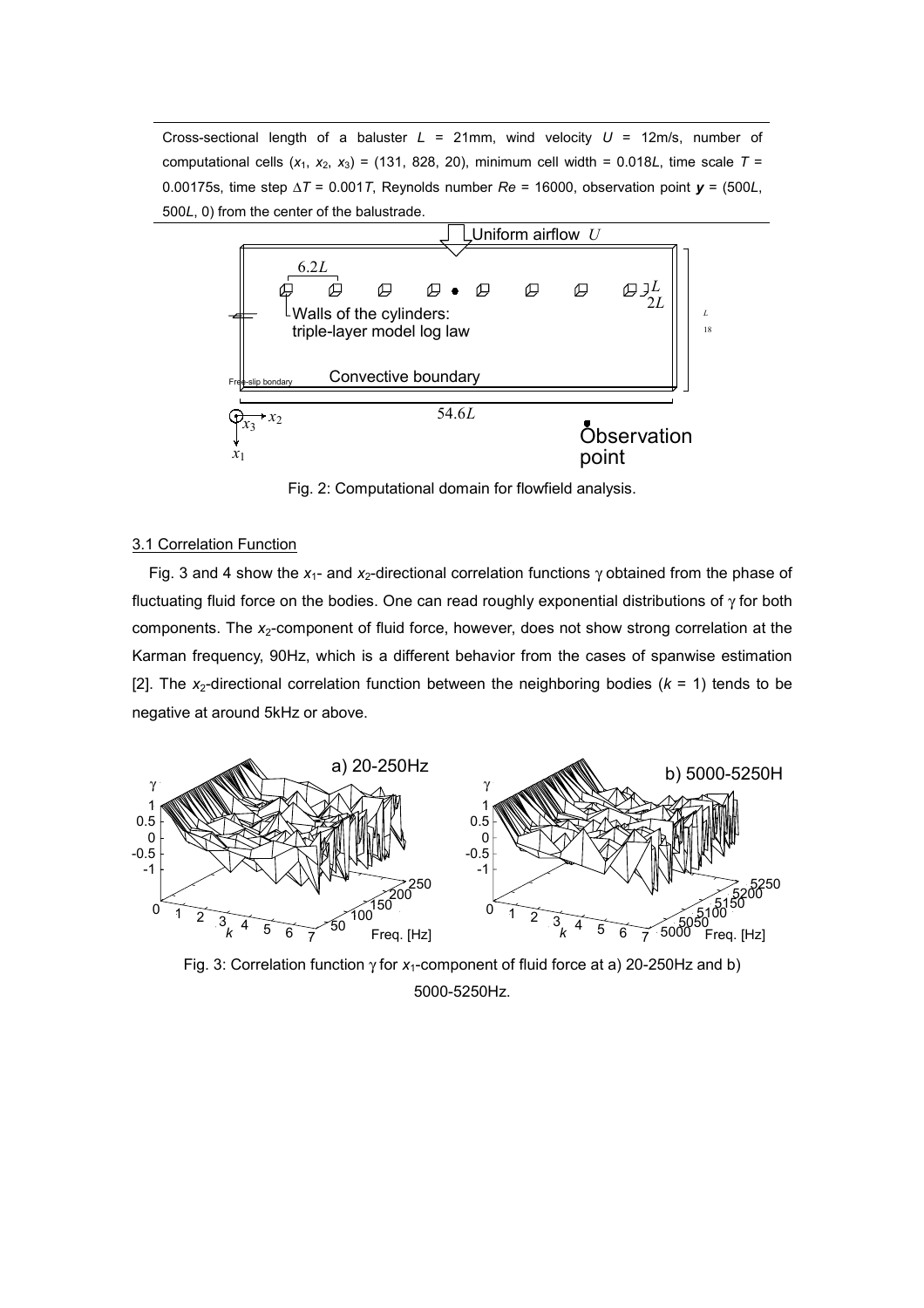Cross-sectional length of a baluster $L$ = 21mm, wind velocity $U$ = 12m/s, number of computational cells ($x_1$, $x_2$, $x_3$) = (131, 828, 20), minimum cell width = 0.018$L$, time scale $T$ = 0.00175s, time step $\Delta T$ = 0.001$T$, Reynolds number $Re$ = 16000, observation point $\boldsymbol{y}$ = (500$L$, 500$L$, 0) from the center of the balustrade.

Fig. 2: Computational domain for flowfield analysis.

## 3.1 Correlation Function

Fig. 3 and 4 show the $x_1$- and $x_2$-directional correlation functions $\gamma$ obtained from the phase of fluctuating fluid force on the bodies. One can read roughly exponential distributions of $\gamma$ for both components. The $x_2$-component of fluid force, however, does not show strong correlation at the Karman frequency, 90Hz, which is a different behavior from the cases of spanwise estimation [2]. The $x_2$-directional correlation function between the neighboring bodies ($k$ = 1) tends to be negative at around 5kHz or above.

Fig. 3: Correlation function $\gamma$ for $x_1$-component of fluid force at a) 20-250Hz and b) 5000-5250Hz.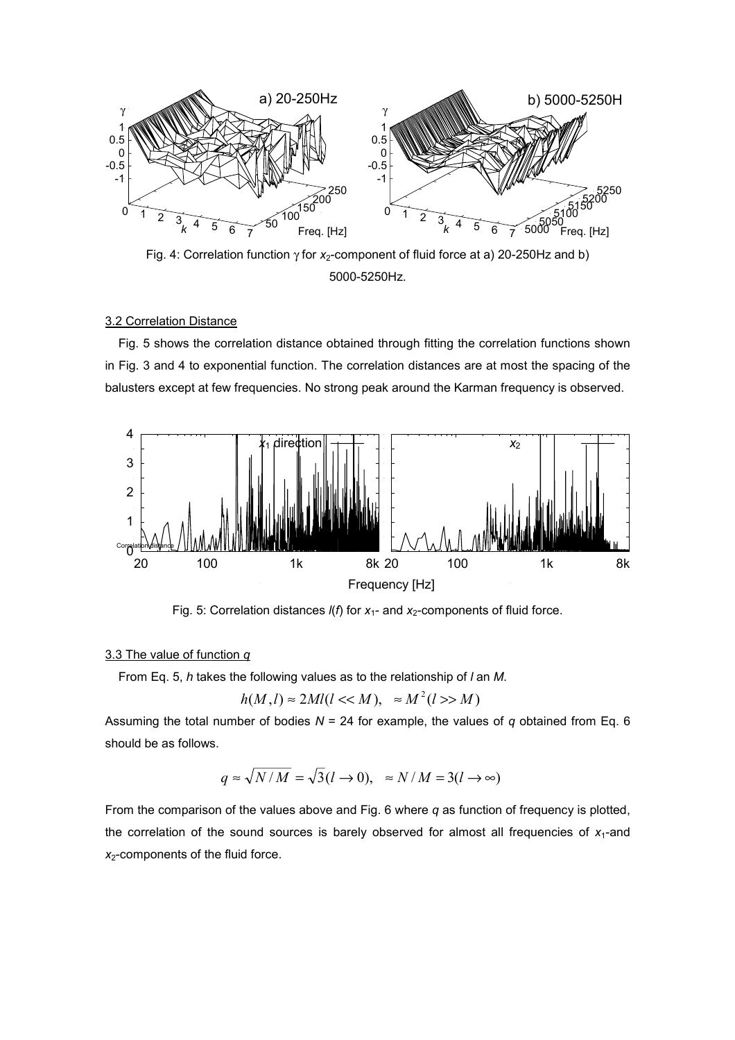Fig. 4: Correlation function $\gamma$ for $x_2$-component of fluid force at a) 20-250Hz and b) 5000-5250Hz.

### 3.2 Correlation Distance

Fig. 5 shows the correlation distance obtained through fitting the correlation functions shown in Fig. 3 and 4 to exponential function. The correlation distances are at most the spacing of the balusters except at few frequencies. No strong peak around the Karman frequency is observed.

Fig. 5: Correlation distances $l(f)$ for $x_1$- and $x_2$-components of fluid force.

### 3.3 The value of function $q$

From Eq. 5, $h$ takes the following values as to the relationship of $l$ an $M$.

$$h(M,l) \approx 2Ml(l << M), \quad \approx M^2(l >> M)$$

Assuming the total number of bodies $N$ = 24 for example, the values of $q$ obtained from Eq. 6 should be as follows.

$$q \approx \sqrt{N/M} = \sqrt{3}(l \to 0), \quad \approx N/M = 3(l \to \infty)$$

From the comparison of the values above and Fig. 6 where $q$ as function of frequency is plotted, the correlation of the sound sources is barely observed for almost all frequencies of $x_1$-and $x_2$-components of the fluid force.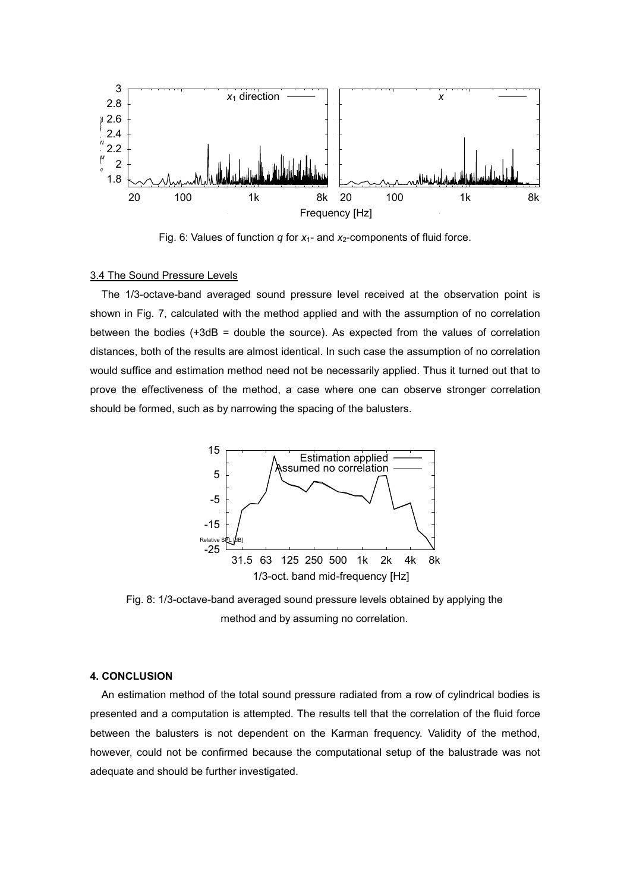Fig. 6: Values of function $q$ for $x_1$- and $x_2$-components of fluid force.

### 3.4 The Sound Pressure Levels

The 1/3-octave-band averaged sound pressure level received at the observation point is shown in Fig. 7, calculated with the method applied and with the assumption of no correlation between the bodies (+3dB = double the source). As expected from the values of correlation distances, both of the results are almost identical. In such case the assumption of no correlation would suffice and estimation method need not be necessarily applied. Thus it turned out that to prove the effectiveness of the method, a case where one can observe stronger correlation should be formed, such as by narrowing the spacing of the balusters.

Fig. 8: 1/3-octave-band averaged sound pressure levels obtained by applying the method and by assuming no correlation.

## 4. CONCLUSION

An estimation method of the total sound pressure radiated from a row of cylindrical bodies is presented and a computation is attempted. The results tell that the correlation of the fluid force between the balusters is not dependent on the Karman frequency. Validity of the method, however, could not be confirmed because the computational setup of the balustrade was not adequate and should be further investigated.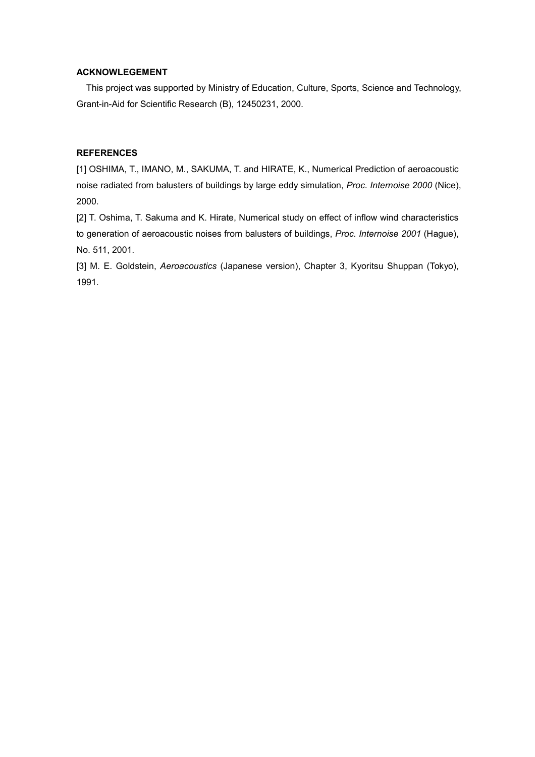## ACKNOWLEGEMENT

This project was supported by Ministry of Education, Culture, Sports, Science and Technology, Grant-in-Aid for Scientific Research (B), 12450231, 2000.

## REFERENCES

[1] OSHIMA, T., IMANO, M., SAKUMA, T. and HIRATE, K., Numerical Prediction of aeroacoustic noise radiated from balusters of buildings by large eddy simulation, *Proc. Internoise 2000* (Nice), 2000.

[2] T. Oshima, T. Sakuma and K. Hirate, Numerical study on effect of inflow wind characteristics to generation of aeroacoustic noises from balusters of buildings, *Proc. Internoise 2001* (Hague), No. 511, 2001.

[3] M. E. Goldstein, *Aeroacoustics* (Japanese version), Chapter 3, Kyoritsu Shuppan (Tokyo), 1991.